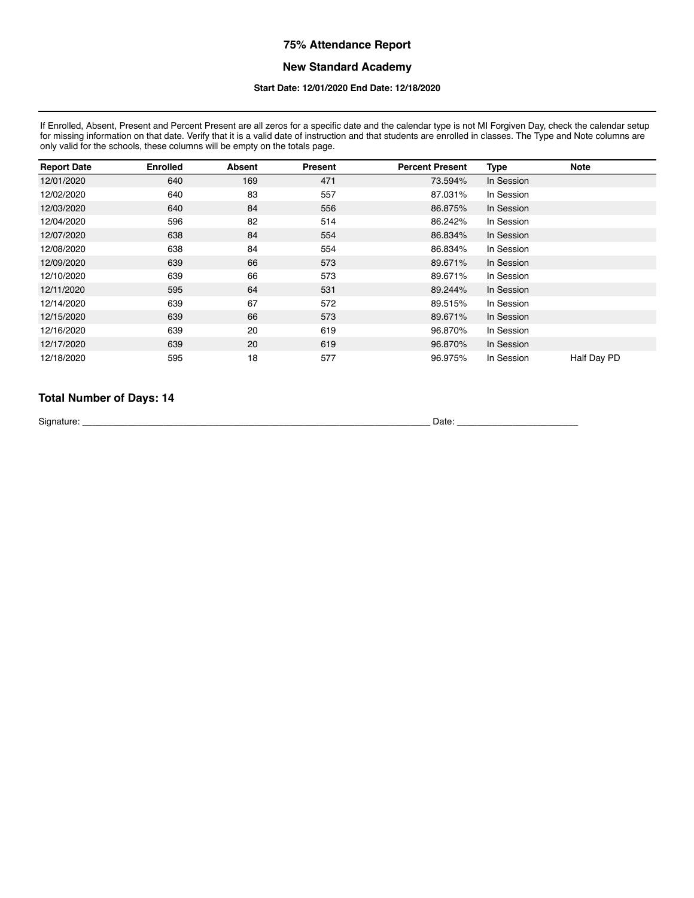# 75% Attendance Report

## New Standard Academy

**Start Date: 12/01/2020 End Date: 12/18/2020**

---

If Enrolled, Absent, Present and Percent Present are all zeros for a specific date and the calendar type is not MI Forgiven Day, check the calendar setup for missing information on that date. Verify that it is a valid date of instruction and that students are enrolled in classes. The Type and Note columns are only valid for the schools, these columns will be empty on the totals page.

| Report Date | Enrolled | Absent | Present | Percent Present | Type | Note |
|---|---|---|---|---|---|---|
| 12/01/2020 | 640 | 169 | 471 | 73.594% | In Session | |
| 12/02/2020 | 640 | 83 | 557 | 87.031% | In Session | |
| 12/03/2020 | 640 | 84 | 556 | 86.875% | In Session | |
| 12/04/2020 | 596 | 82 | 514 | 86.242% | In Session | |
| 12/07/2020 | 638 | 84 | 554 | 86.834% | In Session | |
| 12/08/2020 | 638 | 84 | 554 | 86.834% | In Session | |
| 12/09/2020 | 639 | 66 | 573 | 89.671% | In Session | |
| 12/10/2020 | 639 | 66 | 573 | 89.671% | In Session | |
| 12/11/2020 | 595 | 64 | 531 | 89.244% | In Session | |
| 12/14/2020 | 639 | 67 | 572 | 89.515% | In Session | |
| 12/15/2020 | 639 | 66 | 573 | 89.671% | In Session | |
| 12/16/2020 | 639 | 20 | 619 | 96.870% | In Session | |
| 12/17/2020 | 639 | 20 | 619 | 96.870% | In Session | |
| 12/18/2020 | 595 | 18 | 577 | 96.975% | In Session | Half Day PD |

### Total Number of Days: 14

Signature: ______________________________________________ Date: ____________________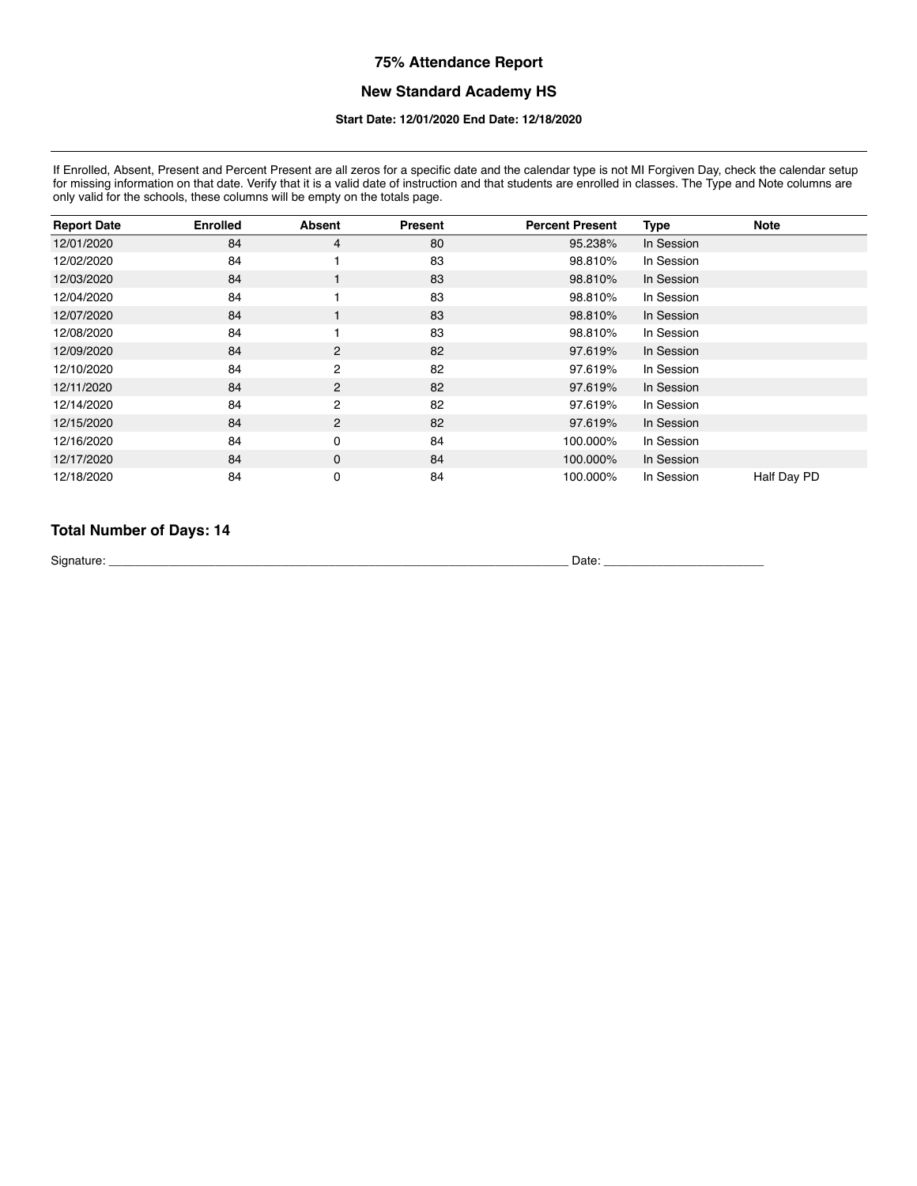# 75% Attendance Report

## New Standard Academy HS

**Start Date: 12/01/2020 End Date: 12/18/2020**

---

If Enrolled, Absent, Present and Percent Present are all zeros for a specific date and the calendar type is not MI Forgiven Day, check the calendar setup for missing information on that date. Verify that it is a valid date of instruction and that students are enrolled in classes. The Type and Note columns are only valid for the schools, these columns will be empty on the totals page.

| Report Date | Enrolled | Absent | Present | Percent Present | Type | Note |
|---|---|---|---|---|---|---|
| 12/01/2020 | 84 | 4 | 80 | 95.238% | In Session | |
| 12/02/2020 | 84 | 1 | 83 | 98.810% | In Session | |
| 12/03/2020 | 84 | 1 | 83 | 98.810% | In Session | |
| 12/04/2020 | 84 | 1 | 83 | 98.810% | In Session | |
| 12/07/2020 | 84 | 1 | 83 | 98.810% | In Session | |
| 12/08/2020 | 84 | 1 | 83 | 98.810% | In Session | |
| 12/09/2020 | 84 | 2 | 82 | 97.619% | In Session | |
| 12/10/2020 | 84 | 2 | 82 | 97.619% | In Session | |
| 12/11/2020 | 84 | 2 | 82 | 97.619% | In Session | |
| 12/14/2020 | 84 | 2 | 82 | 97.619% | In Session | |
| 12/15/2020 | 84 | 2 | 82 | 97.619% | In Session | |
| 12/16/2020 | 84 | 0 | 84 | 100.000% | In Session | |
| 12/17/2020 | 84 | 0 | 84 | 100.000% | In Session | |
| 12/18/2020 | 84 | 0 | 84 | 100.000% | In Session | Half Day PD |

### Total Number of Days: 14

Signature: ________________________________________________________________________ Date: ________________________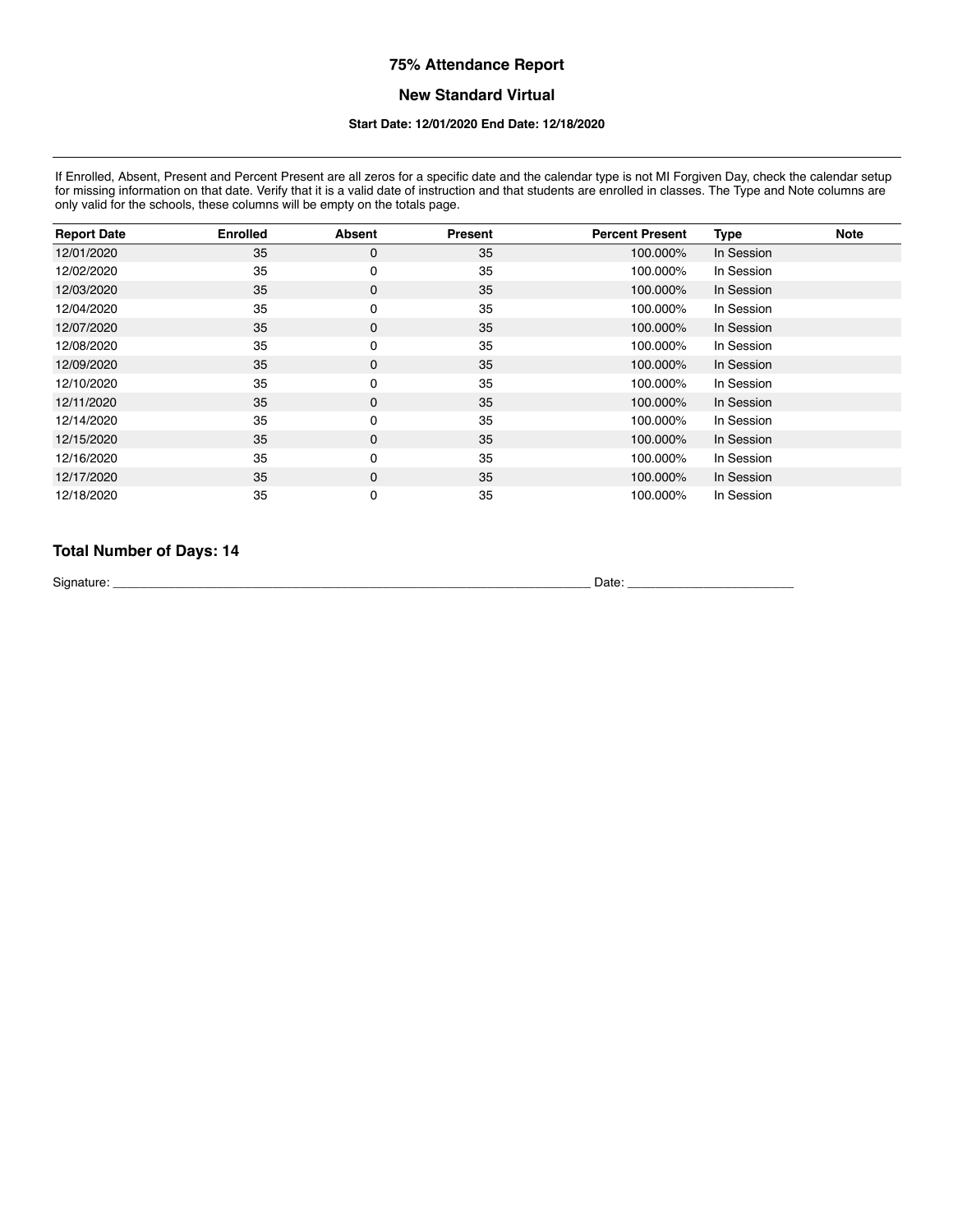# 75% Attendance Report

## New Standard Virtual

### Start Date: 12/01/2020 End Date: 12/18/2020

If Enrolled, Absent, Present and Percent Present are all zeros for a specific date and the calendar type is not MI Forgiven Day, check the calendar setup for missing information on that date. Verify that it is a valid date of instruction and that students are enrolled in classes. The Type and Note columns are only valid for the schools, these columns will be empty on the totals page.

| Report Date | Enrolled | Absent | Present | Percent Present | Type | Note |
|---|---|---|---|---|---|---|
| 12/01/2020 | 35 | 0 | 35 | 100.000% | In Session | |
| 12/02/2020 | 35 | 0 | 35 | 100.000% | In Session | |
| 12/03/2020 | 35 | 0 | 35 | 100.000% | In Session | |
| 12/04/2020 | 35 | 0 | 35 | 100.000% | In Session | |
| 12/07/2020 | 35 | 0 | 35 | 100.000% | In Session | |
| 12/08/2020 | 35 | 0 | 35 | 100.000% | In Session | |
| 12/09/2020 | 35 | 0 | 35 | 100.000% | In Session | |
| 12/10/2020 | 35 | 0 | 35 | 100.000% | In Session | |
| 12/11/2020 | 35 | 0 | 35 | 100.000% | In Session | |
| 12/14/2020 | 35 | 0 | 35 | 100.000% | In Session | |
| 12/15/2020 | 35 | 0 | 35 | 100.000% | In Session | |
| 12/16/2020 | 35 | 0 | 35 | 100.000% | In Session | |
| 12/17/2020 | 35 | 0 | 35 | 100.000% | In Session | |
| 12/18/2020 | 35 | 0 | 35 | 100.000% | In Session | |

**Total Number of Days: 14**

Signature: ______________________________________________________________________ Date: ________________________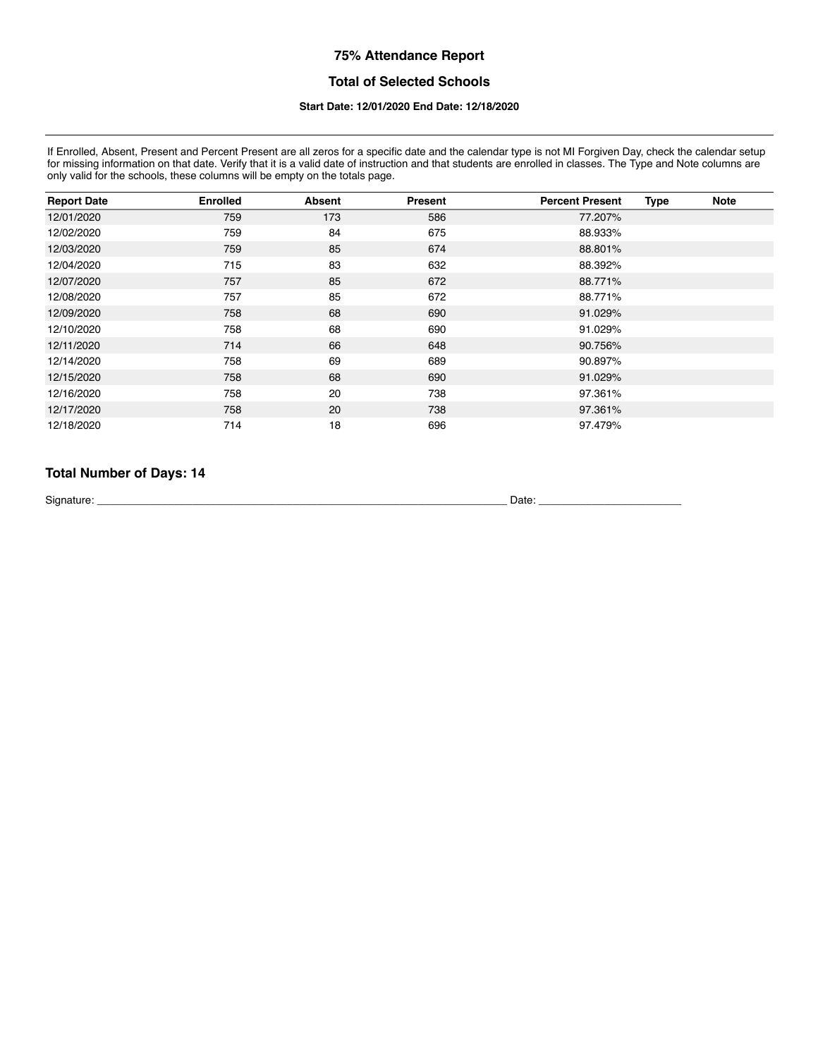# 75% Attendance Report

## Total of Selected Schools

**Start Date: 12/01/2020 End Date: 12/18/2020**

If Enrolled, Absent, Present and Percent Present are all zeros for a specific date and the calendar type is not MI Forgiven Day, check the calendar setup for missing information on that date. Verify that it is a valid date of instruction and that students are enrolled in classes. The Type and Note columns are only valid for the schools, these columns will be empty on the totals page.

| Report Date | Enrolled | Absent | Present | Percent Present | Type | Note |
|---|---|---|---|---|---|---|
| 12/01/2020 | 759 | 173 | 586 | 77.207% | | |
| 12/02/2020 | 759 | 84 | 675 | 88.933% | | |
| 12/03/2020 | 759 | 85 | 674 | 88.801% | | |
| 12/04/2020 | 715 | 83 | 632 | 88.392% | | |
| 12/07/2020 | 757 | 85 | 672 | 88.771% | | |
| 12/08/2020 | 757 | 85 | 672 | 88.771% | | |
| 12/09/2020 | 758 | 68 | 690 | 91.029% | | |
| 12/10/2020 | 758 | 68 | 690 | 91.029% | | |
| 12/11/2020 | 714 | 66 | 648 | 90.756% | | |
| 12/14/2020 | 758 | 69 | 689 | 90.897% | | |
| 12/15/2020 | 758 | 68 | 690 | 91.029% | | |
| 12/16/2020 | 758 | 20 | 738 | 97.361% | | |
| 12/17/2020 | 758 | 20 | 738 | 97.361% | | |
| 12/18/2020 | 714 | 18 | 696 | 97.479% | | |

### Total Number of Days: 14

Signature: ______________________________________________________________________ Date: ________________________